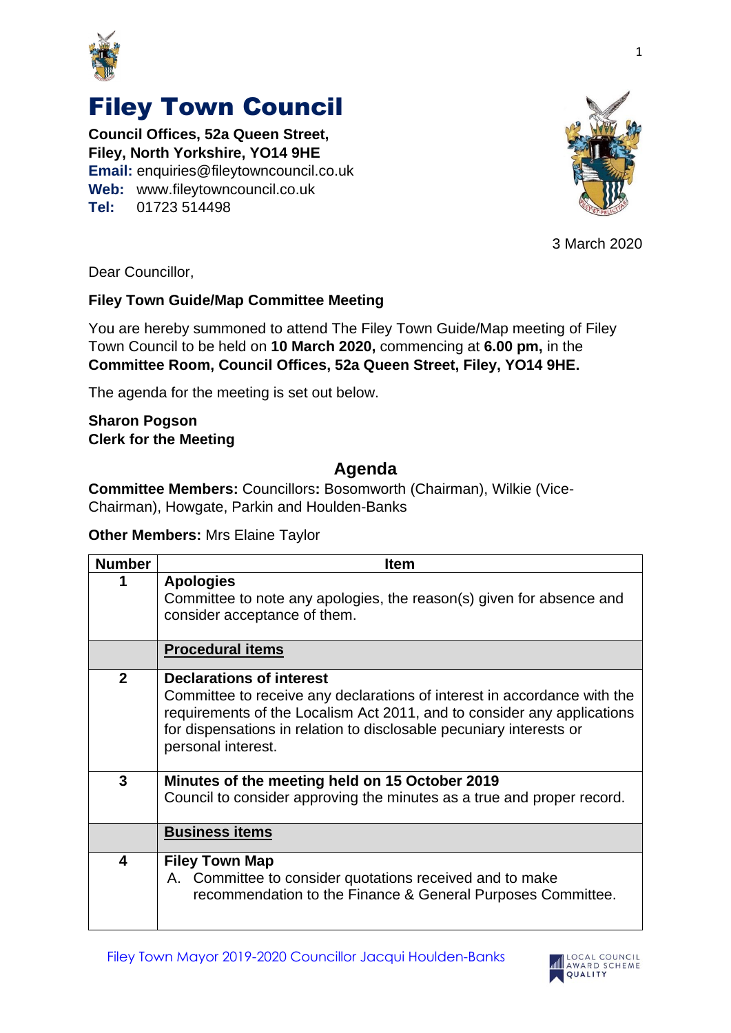# Filey Town Council

**Council Offices, 52a Queen Street,**
**Filey, North Yorkshire, YO14 9HE**
**Email:** enquiries@fileytowncouncil.co.uk
**Web:** www.fileytowncouncil.co.uk
**Tel:** 01723 514498

3 March 2020

Dear Councillor,

**Filey Town Guide/Map Committee Meeting**

You are hereby summoned to attend The Filey Town Guide/Map meeting of Filey Town Council to be held on **10 March 2020,** commencing at **6.00 pm,** in the **Committee Room, Council Offices, 52a Queen Street, Filey, YO14 9HE.**

The agenda for the meeting is set out below.

**Sharon Pogson**
**Clerk for the Meeting**

## Agenda

**Committee Members:** Councillors**:** Bosomworth (Chairman), Wilkie (Vice-Chairman), Howgate, Parkin and Houlden-Banks

**Other Members:** Mrs Elaine Taylor

| Number | Item |
|---|---|
| **1** | **Apologies**<br>Committee to note any apologies, the reason(s) given for absence and consider acceptance of them. |
| | **Procedural items** |
| **2** | **Declarations of interest**<br>Committee to receive any declarations of interest in accordance with the requirements of the Localism Act 2011, and to consider any applications for dispensations in relation to disclosable pecuniary interests or personal interest. |
| **3** | **Minutes of the meeting held on 15 October 2019**<br>Council to consider approving the minutes as a true and proper record. |
| | **Business items** |
| **4** | **Filey Town Map**<br>A. Committee to consider quotations received and to make recommendation to the Finance & General Purposes Committee. |

Filey Town Mayor 2019-2020 Councillor Jacqui Houlden-Banks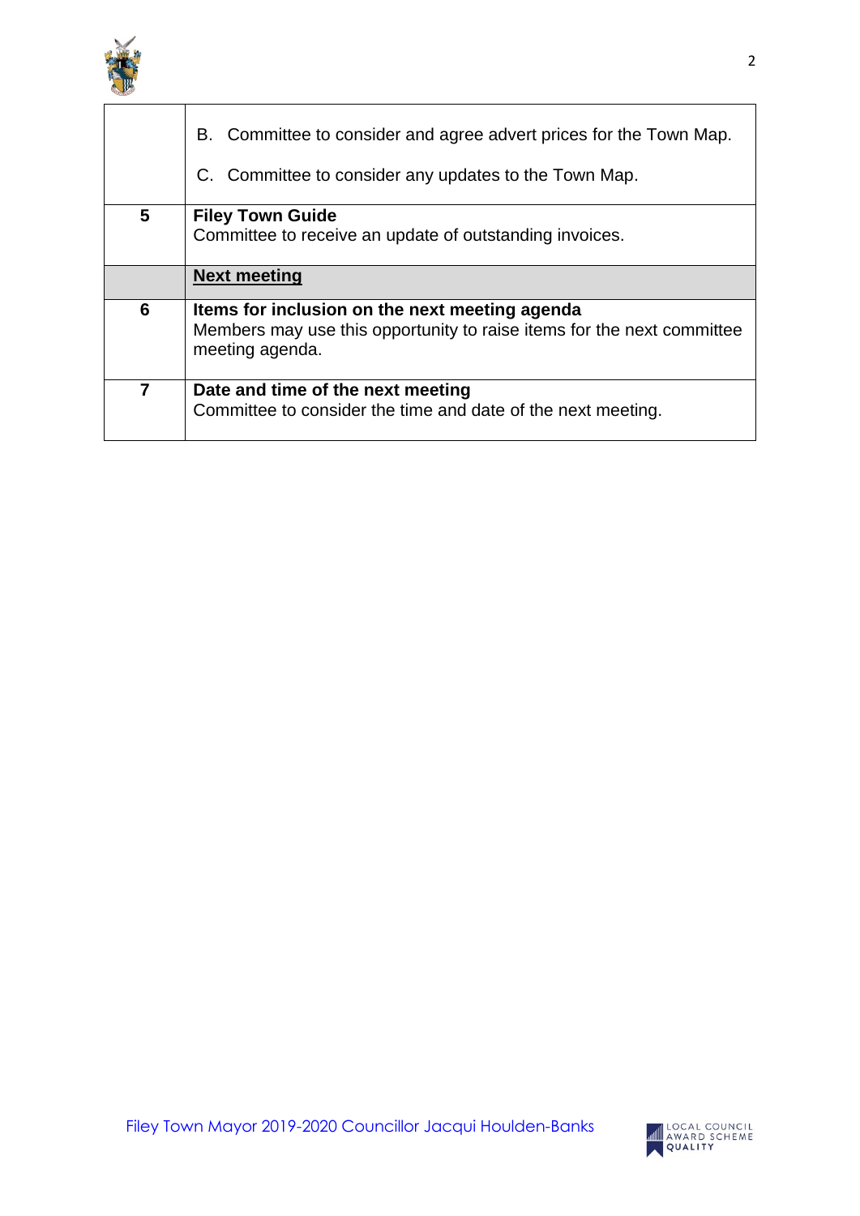| | |
|---|---|
| | B. Committee to consider and agree advert prices for the Town Map.<br><br>C. Committee to consider any updates to the Town Map. |
| **5** | **Filey Town Guide**<br>Committee to receive an update of outstanding invoices. |
| | **Next meeting** |
| **6** | **Items for inclusion on the next meeting agenda**<br>Members may use this opportunity to raise items for the next committee meeting agenda. |
| **7** | **Date and time of the next meeting**<br>Committee to consider the time and date of the next meeting. |

Filey Town Mayor 2019-2020 Councillor Jacqui Houlden-Banks

LOCAL COUNCIL AWARD SCHEME QUALITY